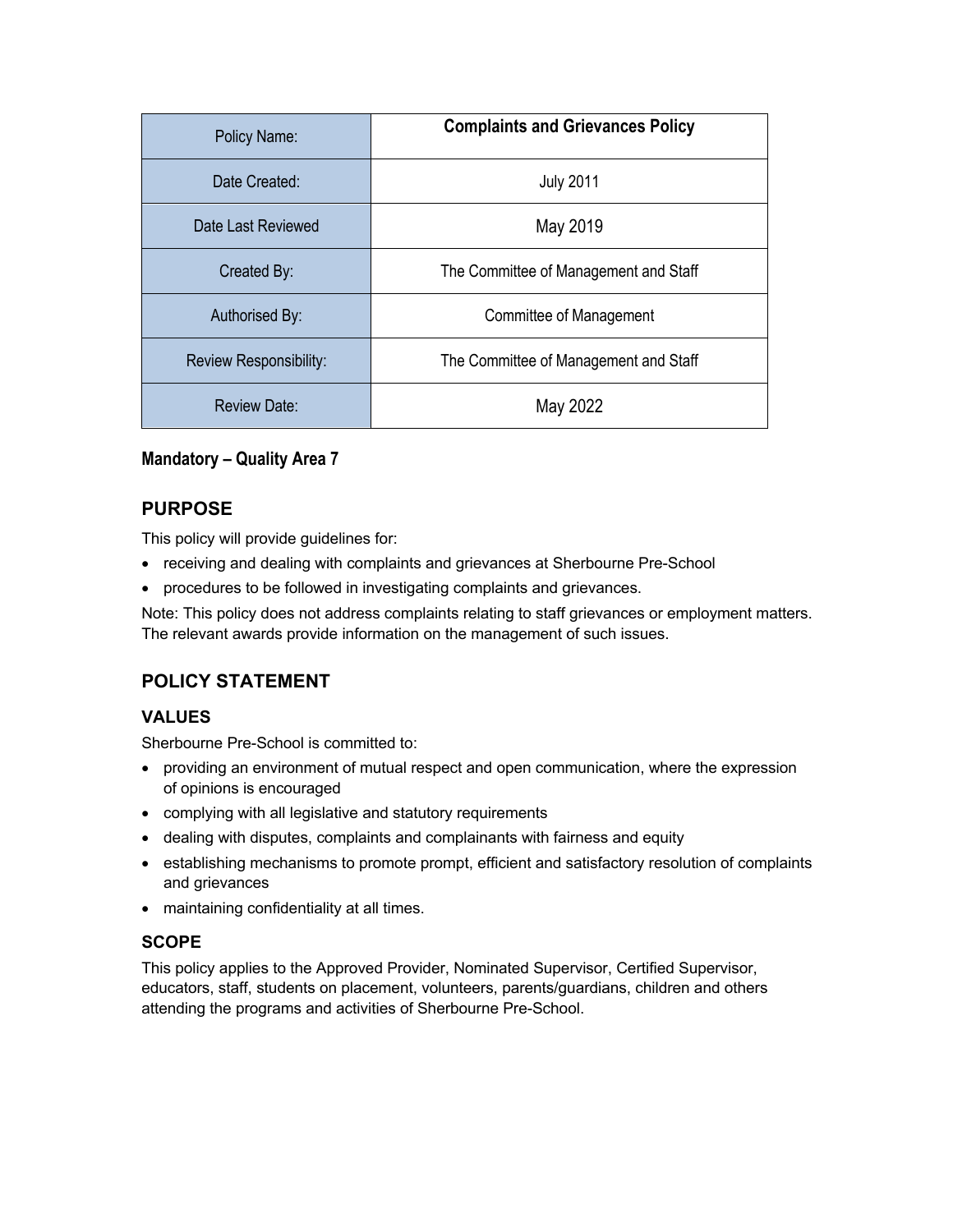| Policy Name: | **Complaints and Grievances Policy** |
| --- | --- |
| Date Created: | July 2011 |
| Date Last Reviewed | May 2019 |
| Created By: | The Committee of Management and Staff |
| Authorised By: | Committee of Management |
| Review Responsibility: | The Committee of Management and Staff |
| Review Date: | May 2022 |

**Mandatory – Quality Area 7**

## PURPOSE

This policy will provide guidelines for:

- receiving and dealing with complaints and grievances at Sherbourne Pre-School
- procedures to be followed in investigating complaints and grievances.

Note: This policy does not address complaints relating to staff grievances or employment matters. The relevant awards provide information on the management of such issues.

## POLICY STATEMENT

### VALUES

Sherbourne Pre-School is committed to:

- providing an environment of mutual respect and open communication, where the expression of opinions is encouraged
- complying with all legislative and statutory requirements
- dealing with disputes, complaints and complainants with fairness and equity
- establishing mechanisms to promote prompt, efficient and satisfactory resolution of complaints and grievances
- maintaining confidentiality at all times.

### SCOPE

This policy applies to the Approved Provider, Nominated Supervisor, Certified Supervisor, educators, staff, students on placement, volunteers, parents/guardians, children and others attending the programs and activities of Sherbourne Pre-School.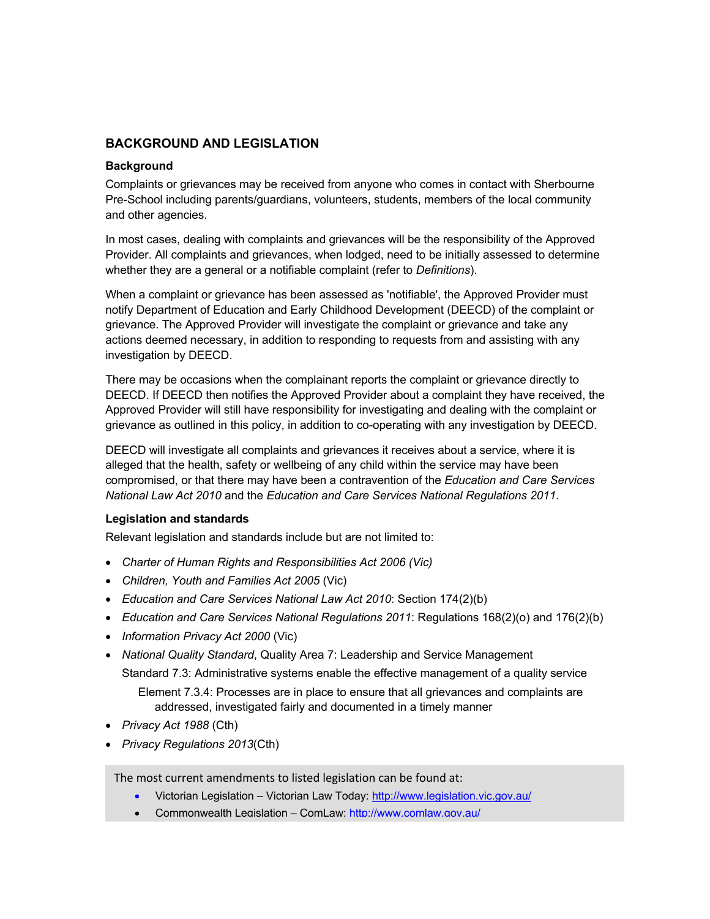## BACKGROUND AND LEGISLATION

### Background

Complaints or grievances may be received from anyone who comes in contact with Sherbourne Pre-School including parents/guardians, volunteers, students, members of the local community and other agencies.

In most cases, dealing with complaints and grievances will be the responsibility of the Approved Provider. All complaints and grievances, when lodged, need to be initially assessed to determine whether they are a general or a notifiable complaint (refer to *Definitions*).

When a complaint or grievance has been assessed as 'notifiable', the Approved Provider must notify Department of Education and Early Childhood Development (DEECD) of the complaint or grievance. The Approved Provider will investigate the complaint or grievance and take any actions deemed necessary, in addition to responding to requests from and assisting with any investigation by DEECD.

There may be occasions when the complainant reports the complaint or grievance directly to DEECD. If DEECD then notifies the Approved Provider about a complaint they have received, the Approved Provider will still have responsibility for investigating and dealing with the complaint or grievance as outlined in this policy, in addition to co-operating with any investigation by DEECD.

DEECD will investigate all complaints and grievances it receives about a service, where it is alleged that the health, safety or wellbeing of any child within the service may have been compromised, or that there may have been a contravention of the *Education and Care Services National Law Act 2010* and the *Education and Care Services National Regulations 2011*.

### Legislation and standards

Relevant legislation and standards include but are not limited to:

- *Charter of Human Rights and Responsibilities Act 2006 (Vic)*
- *Children, Youth and Families Act 2005* (Vic)
- *Education and Care Services National Law Act 2010*: Section 174(2)(b)
- *Education and Care Services National Regulations 2011*: Regulations 168(2)(o) and 176(2)(b)
- *Information Privacy Act 2000* (Vic)
- *National Quality Standard*, Quality Area 7: Leadership and Service Management
  - Standard 7.3: Administrative systems enable the effective management of a quality service
    - Element 7.3.4: Processes are in place to ensure that all grievances and complaints are addressed, investigated fairly and documented in a timely manner
- *Privacy Act 1988* (Cth)
- *Privacy Regulations 2013*(Cth)

The most current amendments to listed legislation can be found at:

- Victorian Legislation – Victorian Law Today: http://www.legislation.vic.gov.au/
- Commonwealth Legislation – ComLaw: http://www.comlaw.gov.au/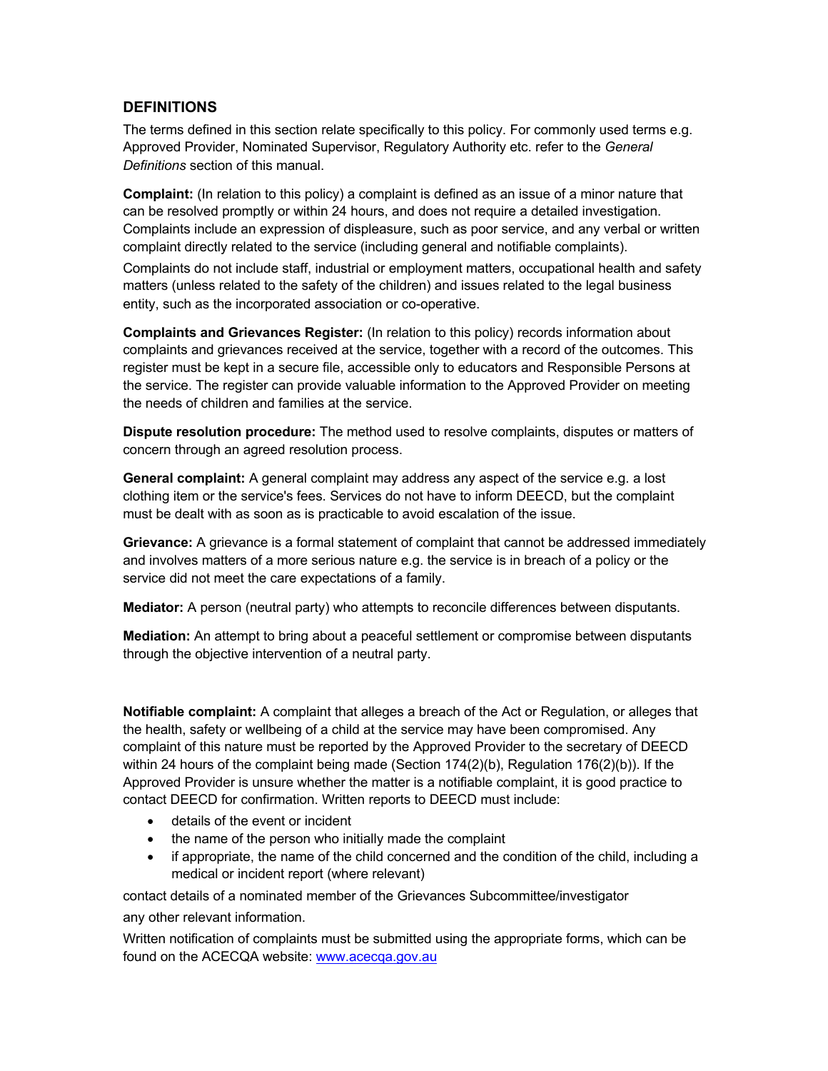## DEFINITIONS

The terms defined in this section relate specifically to this policy. For commonly used terms e.g. Approved Provider, Nominated Supervisor, Regulatory Authority etc. refer to the *General Definitions* section of this manual.

**Complaint:** (In relation to this policy) a complaint is defined as an issue of a minor nature that can be resolved promptly or within 24 hours, and does not require a detailed investigation. Complaints include an expression of displeasure, such as poor service, and any verbal or written complaint directly related to the service (including general and notifiable complaints).

Complaints do not include staff, industrial or employment matters, occupational health and safety matters (unless related to the safety of the children) and issues related to the legal business entity, such as the incorporated association or co-operative.

**Complaints and Grievances Register:** (In relation to this policy) records information about complaints and grievances received at the service, together with a record of the outcomes. This register must be kept in a secure file, accessible only to educators and Responsible Persons at the service. The register can provide valuable information to the Approved Provider on meeting the needs of children and families at the service.

**Dispute resolution procedure:** The method used to resolve complaints, disputes or matters of concern through an agreed resolution process.

**General complaint:** A general complaint may address any aspect of the service e.g. a lost clothing item or the service's fees. Services do not have to inform DEECD, but the complaint must be dealt with as soon as is practicable to avoid escalation of the issue.

**Grievance:** A grievance is a formal statement of complaint that cannot be addressed immediately and involves matters of a more serious nature e.g. the service is in breach of a policy or the service did not meet the care expectations of a family.

**Mediator:** A person (neutral party) who attempts to reconcile differences between disputants.

**Mediation:** An attempt to bring about a peaceful settlement or compromise between disputants through the objective intervention of a neutral party.

**Notifiable complaint:** A complaint that alleges a breach of the Act or Regulation, or alleges that the health, safety or wellbeing of a child at the service may have been compromised. Any complaint of this nature must be reported by the Approved Provider to the secretary of DEECD within 24 hours of the complaint being made (Section 174(2)(b), Regulation 176(2)(b)). If the Approved Provider is unsure whether the matter is a notifiable complaint, it is good practice to contact DEECD for confirmation. Written reports to DEECD must include:

- details of the event or incident
- the name of the person who initially made the complaint
- if appropriate, the name of the child concerned and the condition of the child, including a medical or incident report (where relevant)

contact details of a nominated member of the Grievances Subcommittee/investigator

any other relevant information.

Written notification of complaints must be submitted using the appropriate forms, which can be found on the ACECQA website: www.acecqa.gov.au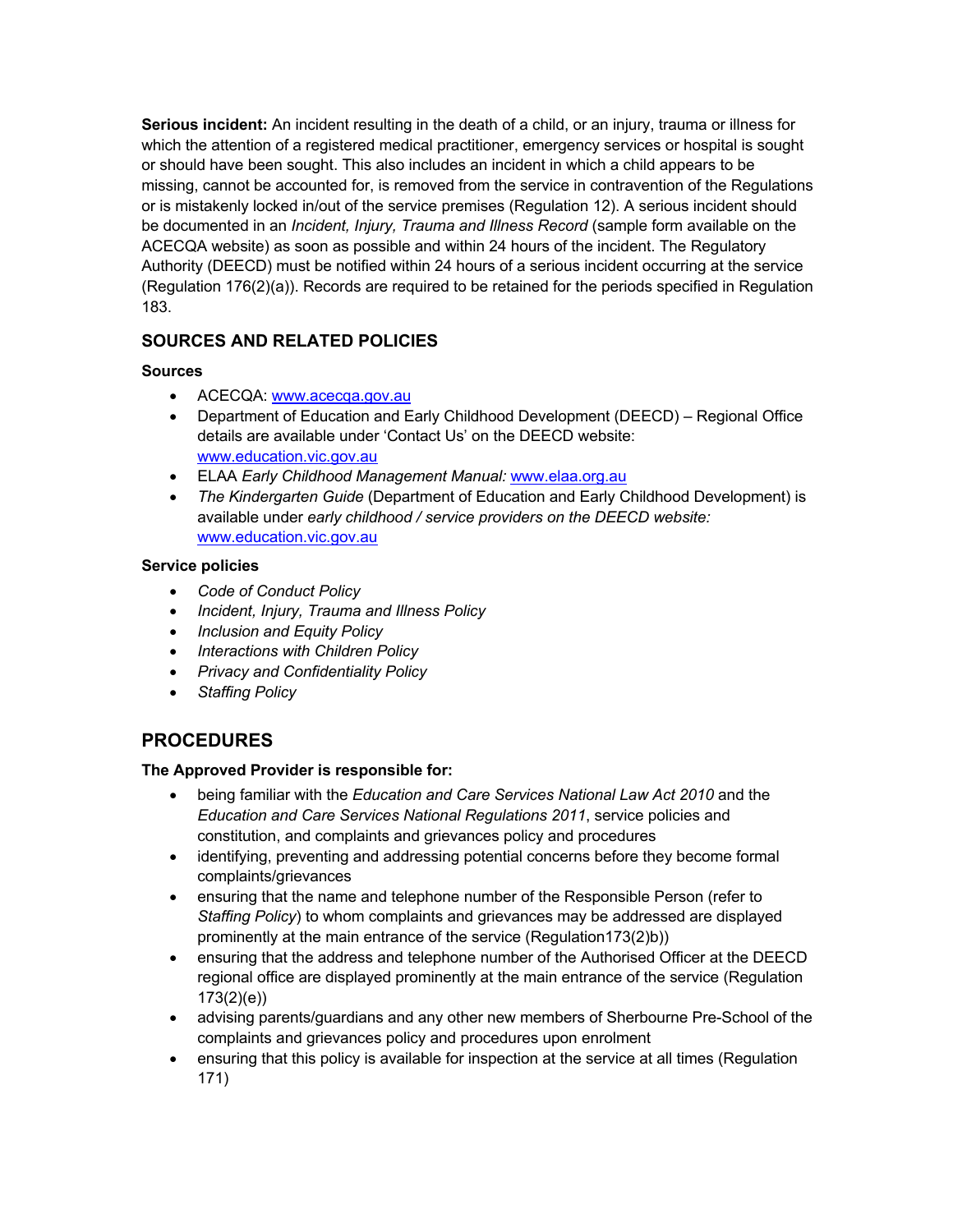**Serious incident:** An incident resulting in the death of a child, or an injury, trauma or illness for which the attention of a registered medical practitioner, emergency services or hospital is sought or should have been sought. This also includes an incident in which a child appears to be missing, cannot be accounted for, is removed from the service in contravention of the Regulations or is mistakenly locked in/out of the service premises (Regulation 12). A serious incident should be documented in an *Incident, Injury, Trauma and Illness Record* (sample form available on the ACECQA website) as soon as possible and within 24 hours of the incident. The Regulatory Authority (DEECD) must be notified within 24 hours of a serious incident occurring at the service (Regulation 176(2)(a)). Records are required to be retained for the periods specified in Regulation 183.

## SOURCES AND RELATED POLICIES

### Sources

- ACECQA: www.acecqa.gov.au
- Department of Education and Early Childhood Development (DEECD) – Regional Office details are available under 'Contact Us' on the DEECD website: www.education.vic.gov.au
- ELAA *Early Childhood Management Manual:* www.elaa.org.au
- *The Kindergarten Guide* (Department of Education and Early Childhood Development) is available under *early childhood / service providers on the DEECD website:* www.education.vic.gov.au

### Service policies

- *Code of Conduct Policy*
- *Incident, Injury, Trauma and Illness Policy*
- *Inclusion and Equity Policy*
- *Interactions with Children Policy*
- *Privacy and Confidentiality Policy*
- *Staffing Policy*

# PROCEDURES

### The Approved Provider is responsible for:

- being familiar with the *Education and Care Services National Law Act 2010* and the *Education and Care Services National Regulations 2011*, service policies and constitution, and complaints and grievances policy and procedures
- identifying, preventing and addressing potential concerns before they become formal complaints/grievances
- ensuring that the name and telephone number of the Responsible Person (refer to *Staffing Policy*) to whom complaints and grievances may be addressed are displayed prominently at the main entrance of the service (Regulation173(2)b))
- ensuring that the address and telephone number of the Authorised Officer at the DEECD regional office are displayed prominently at the main entrance of the service (Regulation 173(2)(e))
- advising parents/guardians and any other new members of Sherbourne Pre-School of the complaints and grievances policy and procedures upon enrolment
- ensuring that this policy is available for inspection at the service at all times (Regulation 171)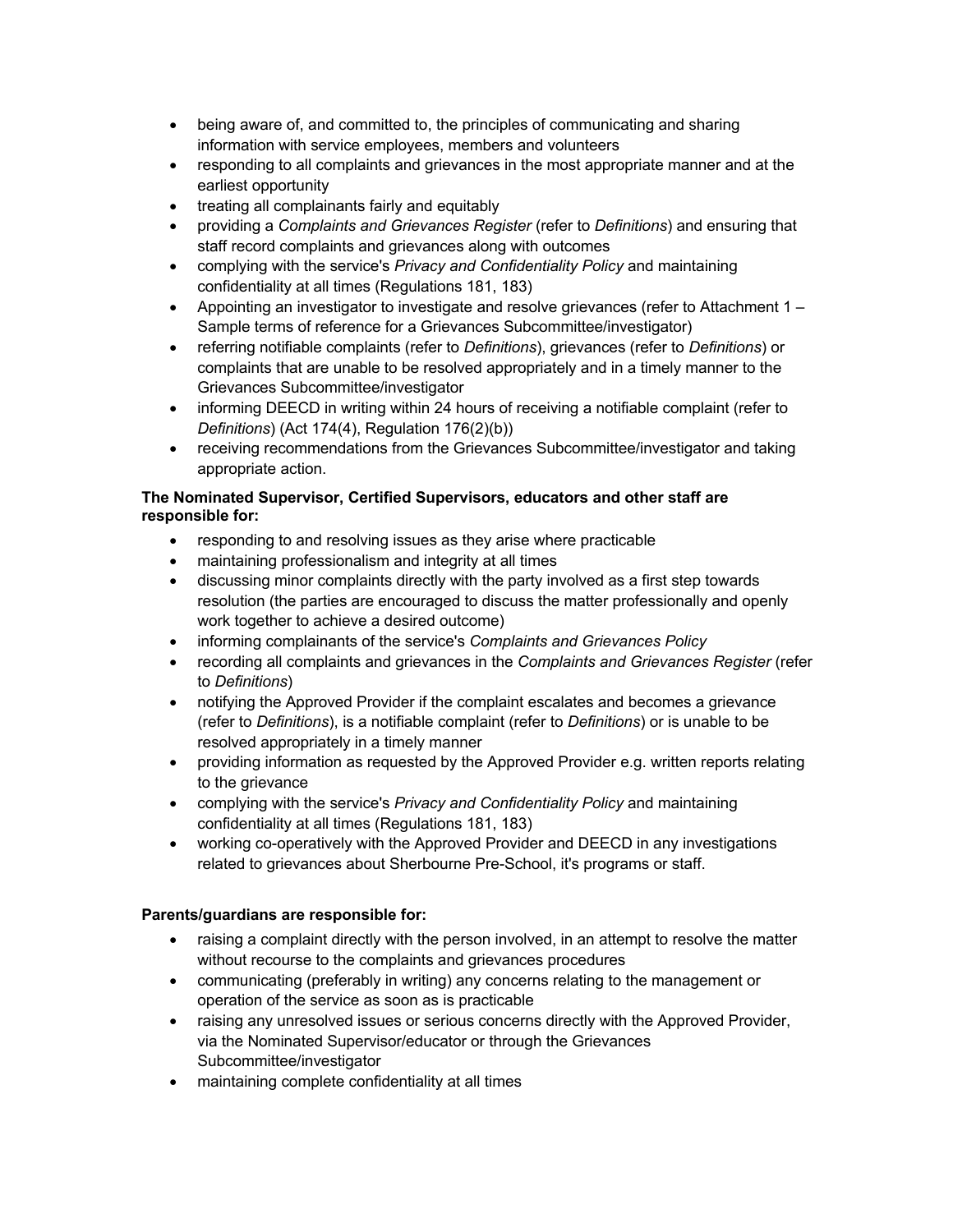- being aware of, and committed to, the principles of communicating and sharing information with service employees, members and volunteers
- responding to all complaints and grievances in the most appropriate manner and at the earliest opportunity
- treating all complainants fairly and equitably
- providing a *Complaints and Grievances Register* (refer to *Definitions*) and ensuring that staff record complaints and grievances along with outcomes
- complying with the service's *Privacy and Confidentiality Policy* and maintaining confidentiality at all times (Regulations 181, 183)
- Appointing an investigator to investigate and resolve grievances (refer to Attachment 1 – Sample terms of reference for a Grievances Subcommittee/investigator)
- referring notifiable complaints (refer to *Definitions*), grievances (refer to *Definitions*) or complaints that are unable to be resolved appropriately and in a timely manner to the Grievances Subcommittee/investigator
- informing DEECD in writing within 24 hours of receiving a notifiable complaint (refer to *Definitions*) (Act 174(4), Regulation 176(2)(b))
- receiving recommendations from the Grievances Subcommittee/investigator and taking appropriate action.

**The Nominated Supervisor, Certified Supervisors, educators and other staff are responsible for:**

- responding to and resolving issues as they arise where practicable
- maintaining professionalism and integrity at all times
- discussing minor complaints directly with the party involved as a first step towards resolution (the parties are encouraged to discuss the matter professionally and openly work together to achieve a desired outcome)
- informing complainants of the service's *Complaints and Grievances Policy*
- recording all complaints and grievances in the *Complaints and Grievances Register* (refer to *Definitions*)
- notifying the Approved Provider if the complaint escalates and becomes a grievance (refer to *Definitions*), is a notifiable complaint (refer to *Definitions*) or is unable to be resolved appropriately in a timely manner
- providing information as requested by the Approved Provider e.g. written reports relating to the grievance
- complying with the service's *Privacy and Confidentiality Policy* and maintaining confidentiality at all times (Regulations 181, 183)
- working co-operatively with the Approved Provider and DEECD in any investigations related to grievances about Sherbourne Pre-School, it's programs or staff.

**Parents/guardians are responsible for:**

- raising a complaint directly with the person involved, in an attempt to resolve the matter without recourse to the complaints and grievances procedures
- communicating (preferably in writing) any concerns relating to the management or operation of the service as soon as is practicable
- raising any unresolved issues or serious concerns directly with the Approved Provider, via the Nominated Supervisor/educator or through the Grievances Subcommittee/investigator
- maintaining complete confidentiality at all times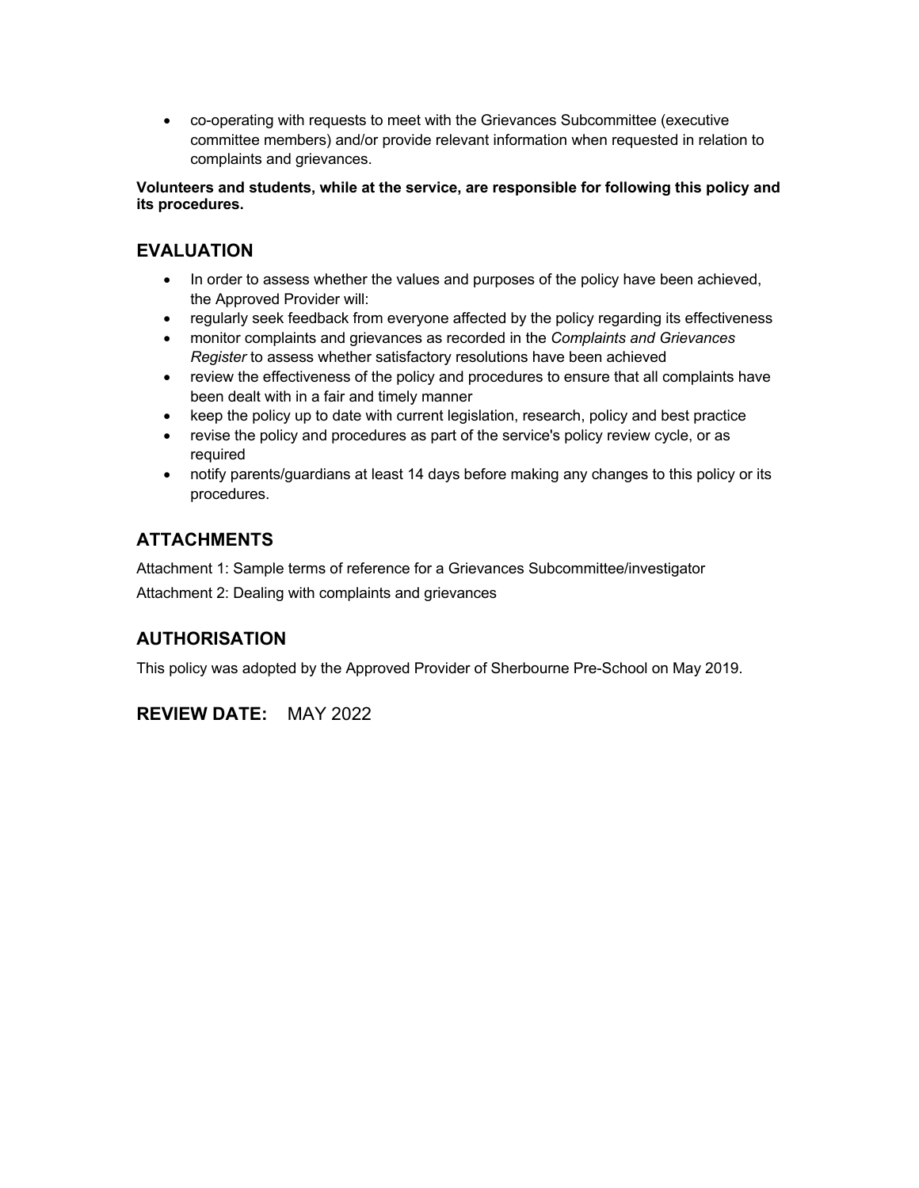- co-operating with requests to meet with the Grievances Subcommittee (executive committee members) and/or provide relevant information when requested in relation to complaints and grievances.

**Volunteers and students, while at the service, are responsible for following this policy and its procedures.**

## EVALUATION

- In order to assess whether the values and purposes of the policy have been achieved, the Approved Provider will:
- regularly seek feedback from everyone affected by the policy regarding its effectiveness
- monitor complaints and grievances as recorded in the *Complaints and Grievances Register* to assess whether satisfactory resolutions have been achieved
- review the effectiveness of the policy and procedures to ensure that all complaints have been dealt with in a fair and timely manner
- keep the policy up to date with current legislation, research, policy and best practice
- revise the policy and procedures as part of the service's policy review cycle, or as required
- notify parents/guardians at least 14 days before making any changes to this policy or its procedures.

## ATTACHMENTS

Attachment 1: Sample terms of reference for a Grievances Subcommittee/investigator

Attachment 2: Dealing with complaints and grievances

## AUTHORISATION

This policy was adopted by the Approved Provider of Sherbourne Pre-School on May 2019.

## REVIEW DATE: MAY 2022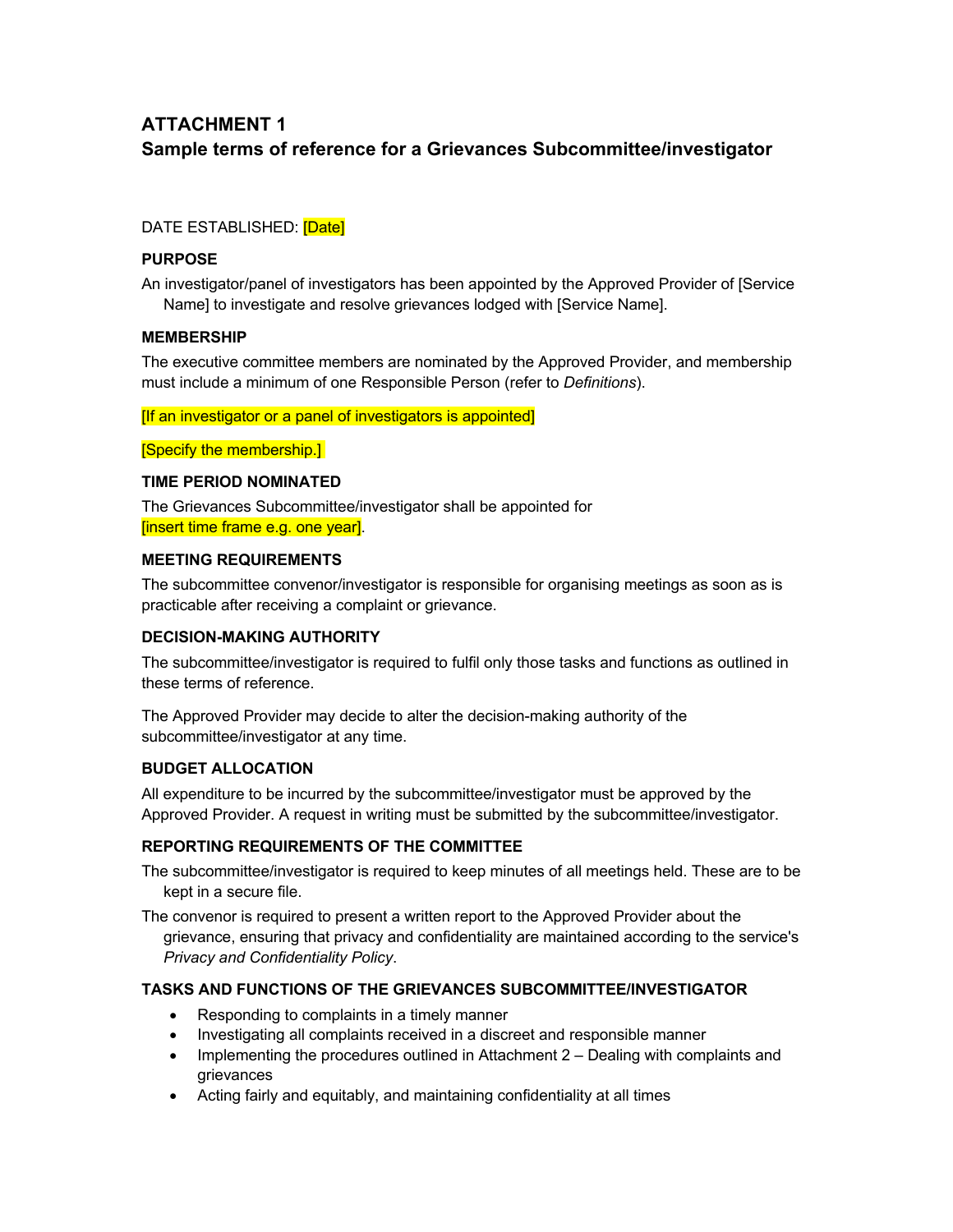## ATTACHMENT 1
## Sample terms of reference for a Grievances Subcommittee/investigator

DATE ESTABLISHED: [Date]

### PURPOSE

An investigator/panel of investigators has been appointed by the Approved Provider of [Service Name] to investigate and resolve grievances lodged with [Service Name].

### MEMBERSHIP

The executive committee members are nominated by the Approved Provider, and membership must include a minimum of one Responsible Person (refer to *Definitions*).

[If an investigator or a panel of investigators is appointed]

[Specify the membership.]

### TIME PERIOD NOMINATED

The Grievances Subcommittee/investigator shall be appointed for [insert time frame e.g. one year].

### MEETING REQUIREMENTS

The subcommittee convenor/investigator is responsible for organising meetings as soon as is practicable after receiving a complaint or grievance.

### DECISION-MAKING AUTHORITY

The subcommittee/investigator is required to fulfil only those tasks and functions as outlined in these terms of reference.

The Approved Provider may decide to alter the decision-making authority of the subcommittee/investigator at any time.

### BUDGET ALLOCATION

All expenditure to be incurred by the subcommittee/investigator must be approved by the Approved Provider. A request in writing must be submitted by the subcommittee/investigator.

### REPORTING REQUIREMENTS OF THE COMMITTEE

The subcommittee/investigator is required to keep minutes of all meetings held. These are to be kept in a secure file.

The convenor is required to present a written report to the Approved Provider about the grievance, ensuring that privacy and confidentiality are maintained according to the service's *Privacy and Confidentiality Policy*.

### TASKS AND FUNCTIONS OF THE GRIEVANCES SUBCOMMITTEE/INVESTIGATOR

- Responding to complaints in a timely manner
- Investigating all complaints received in a discreet and responsible manner
- Implementing the procedures outlined in Attachment 2 – Dealing with complaints and grievances
- Acting fairly and equitably, and maintaining confidentiality at all times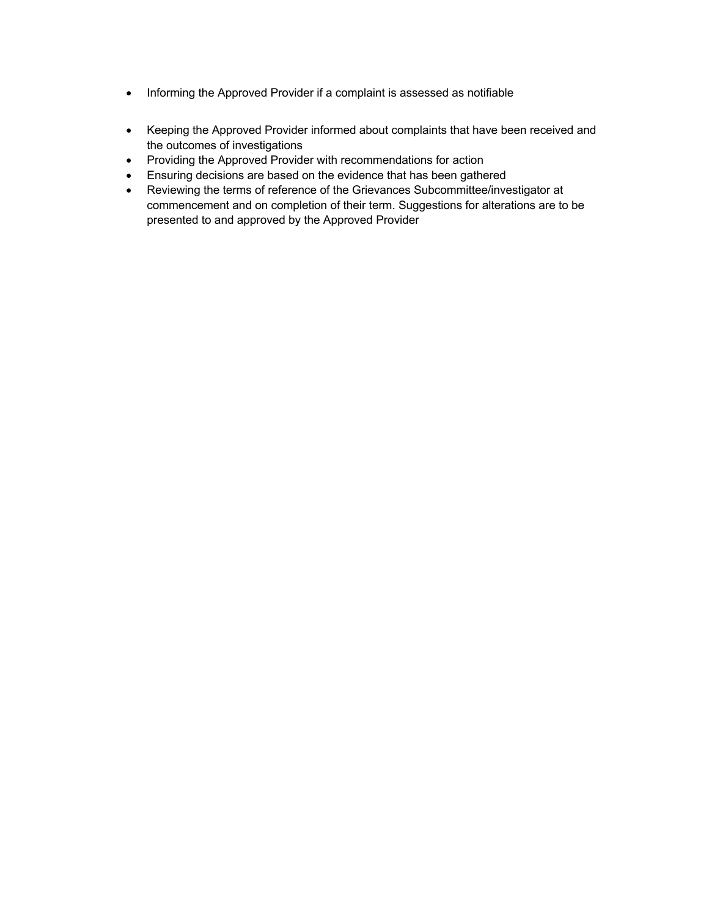- Informing the Approved Provider if a complaint is assessed as notifiable

- Keeping the Approved Provider informed about complaints that have been received and the outcomes of investigations
- Providing the Approved Provider with recommendations for action
- Ensuring decisions are based on the evidence that has been gathered
- Reviewing the terms of reference of the Grievances Subcommittee/investigator at commencement and on completion of their term. Suggestions for alterations are to be presented to and approved by the Approved Provider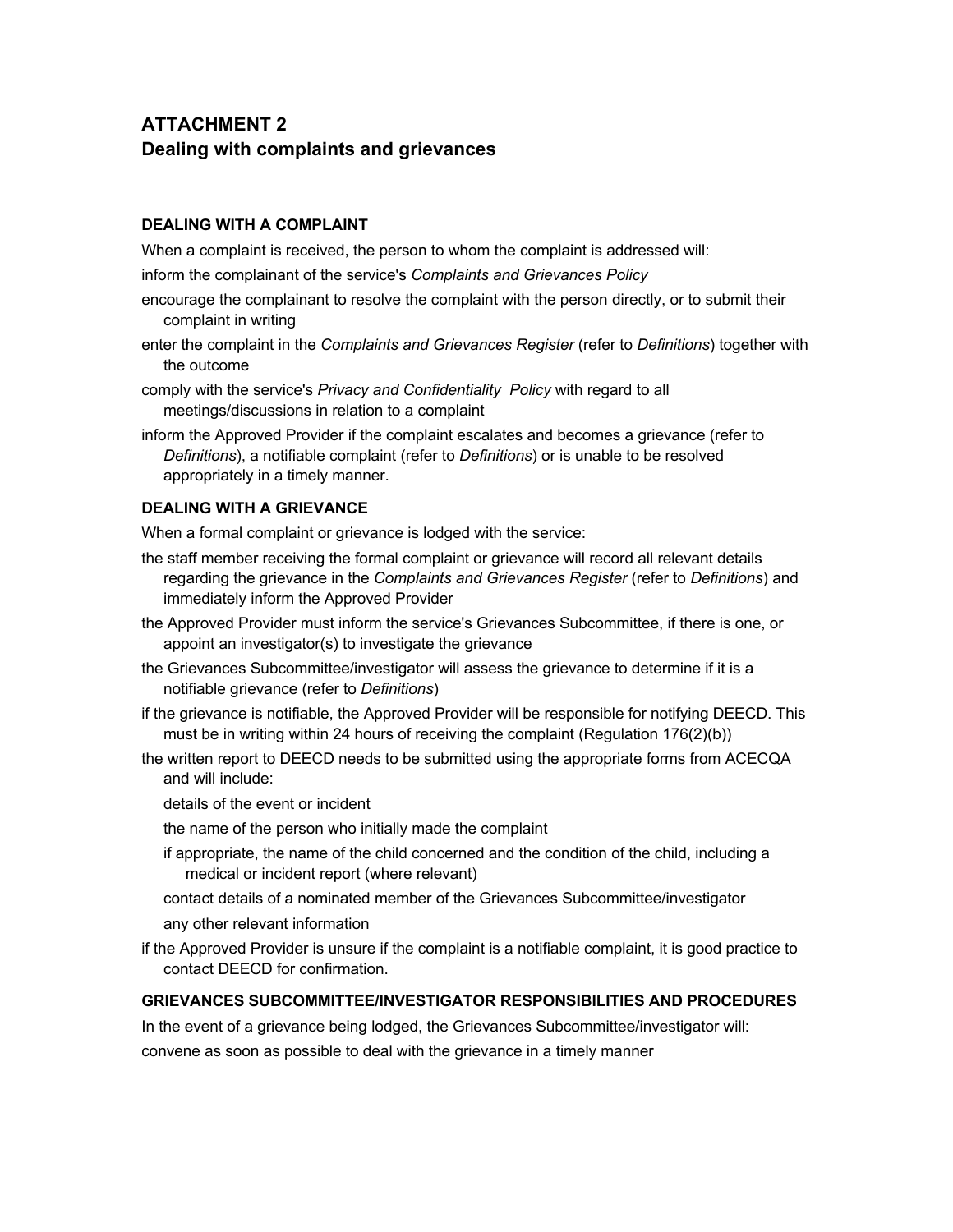## ATTACHMENT 2
## Dealing with complaints and grievances

### DEALING WITH A COMPLAINT

When a complaint is received, the person to whom the complaint is addressed will:

- inform the complainant of the service's *Complaints and Grievances Policy*
- encourage the complainant to resolve the complaint with the person directly, or to submit their complaint in writing
- enter the complaint in the *Complaints and Grievances Register* (refer to *Definitions*) together with the outcome
- comply with the service's *Privacy and Confidentiality Policy* with regard to all meetings/discussions in relation to a complaint
- inform the Approved Provider if the complaint escalates and becomes a grievance (refer to *Definitions*), a notifiable complaint (refer to *Definitions*) or is unable to be resolved appropriately in a timely manner.

### DEALING WITH A GRIEVANCE

When a formal complaint or grievance is lodged with the service:

- the staff member receiving the formal complaint or grievance will record all relevant details regarding the grievance in the *Complaints and Grievances Register* (refer to *Definitions*) and immediately inform the Approved Provider
- the Approved Provider must inform the service's Grievances Subcommittee, if there is one, or appoint an investigator(s) to investigate the grievance
- the Grievances Subcommittee/investigator will assess the grievance to determine if it is a notifiable grievance (refer to *Definitions*)
- if the grievance is notifiable, the Approved Provider will be responsible for notifying DEECD. This must be in writing within 24 hours of receiving the complaint (Regulation 176(2)(b))
- the written report to DEECD needs to be submitted using the appropriate forms from ACECQA and will include:
  - details of the event or incident
  - the name of the person who initially made the complaint
  - if appropriate, the name of the child concerned and the condition of the child, including a medical or incident report (where relevant)
  - contact details of a nominated member of the Grievances Subcommittee/investigator
  - any other relevant information
- if the Approved Provider is unsure if the complaint is a notifiable complaint, it is good practice to contact DEECD for confirmation.

### GRIEVANCES SUBCOMMITTEE/INVESTIGATOR RESPONSIBILITIES AND PROCEDURES

In the event of a grievance being lodged, the Grievances Subcommittee/investigator will:

- convene as soon as possible to deal with the grievance in a timely manner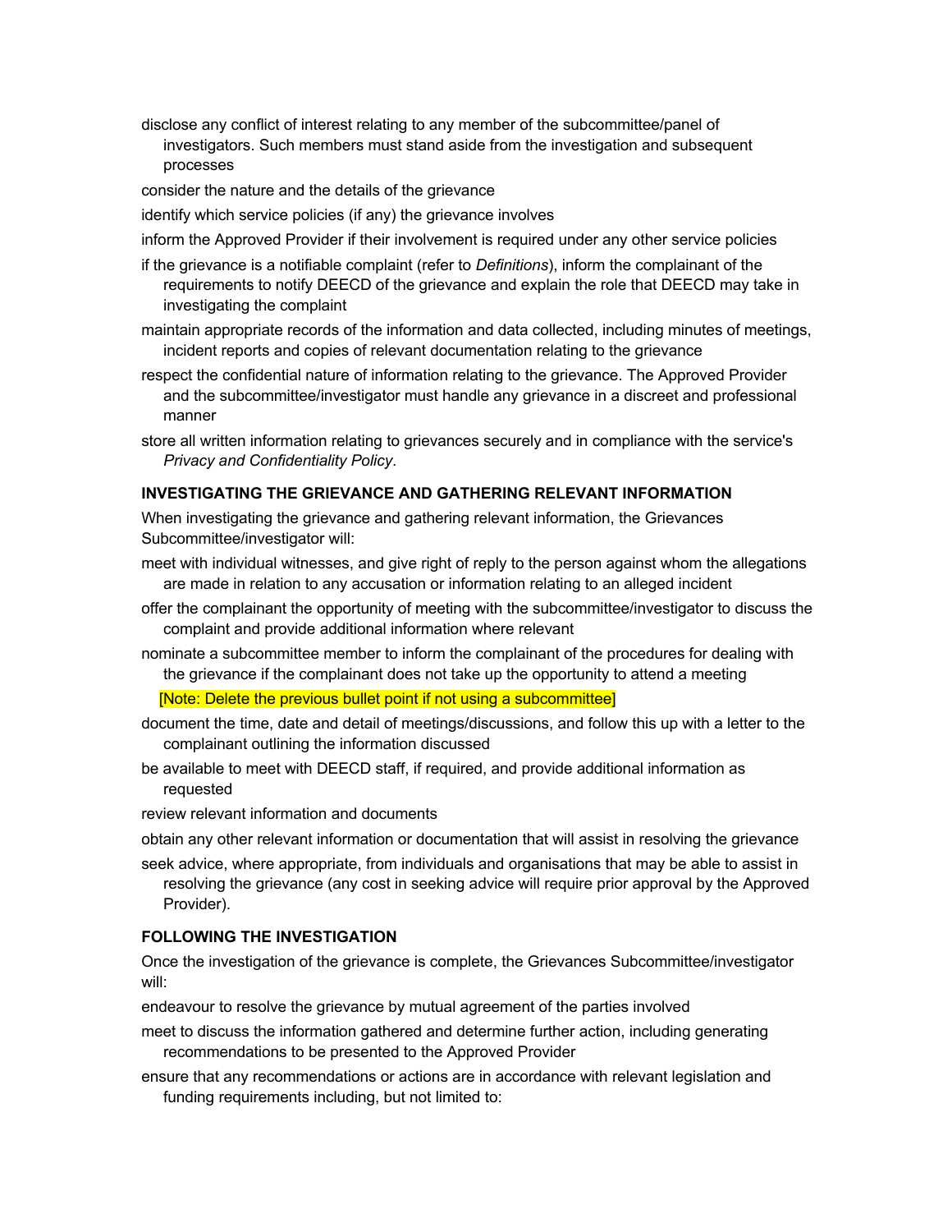- disclose any conflict of interest relating to any member of the subcommittee/panel of investigators. Such members must stand aside from the investigation and subsequent processes
- consider the nature and the details of the grievance
- identify which service policies (if any) the grievance involves
- inform the Approved Provider if their involvement is required under any other service policies
- if the grievance is a notifiable complaint (refer to *Definitions*), inform the complainant of the requirements to notify DEECD of the grievance and explain the role that DEECD may take in investigating the complaint
- maintain appropriate records of the information and data collected, including minutes of meetings, incident reports and copies of relevant documentation relating to the grievance
- respect the confidential nature of information relating to the grievance. The Approved Provider and the subcommittee/investigator must handle any grievance in a discreet and professional manner
- store all written information relating to grievances securely and in compliance with the service's *Privacy and Confidentiality Policy*.

**INVESTIGATING THE GRIEVANCE AND GATHERING RELEVANT INFORMATION**

When investigating the grievance and gathering relevant information, the Grievances Subcommittee/investigator will:

- meet with individual witnesses, and give right of reply to the person against whom the allegations are made in relation to any accusation or information relating to an alleged incident
- offer the complainant the opportunity of meeting with the subcommittee/investigator to discuss the complaint and provide additional information where relevant
- nominate a subcommittee member to inform the complainant of the procedures for dealing with the grievance if the complainant does not take up the opportunity to attend a meeting

  [Note: Delete the previous bullet point if not using a subcommittee]

- document the time, date and detail of meetings/discussions, and follow this up with a letter to the complainant outlining the information discussed
- be available to meet with DEECD staff, if required, and provide additional information as requested
- review relevant information and documents
- obtain any other relevant information or documentation that will assist in resolving the grievance
- seek advice, where appropriate, from individuals and organisations that may be able to assist in resolving the grievance (any cost in seeking advice will require prior approval by the Approved Provider).

**FOLLOWING THE INVESTIGATION**

Once the investigation of the grievance is complete, the Grievances Subcommittee/investigator will:

- endeavour to resolve the grievance by mutual agreement of the parties involved
- meet to discuss the information gathered and determine further action, including generating recommendations to be presented to the Approved Provider
- ensure that any recommendations or actions are in accordance with relevant legislation and funding requirements including, but not limited to: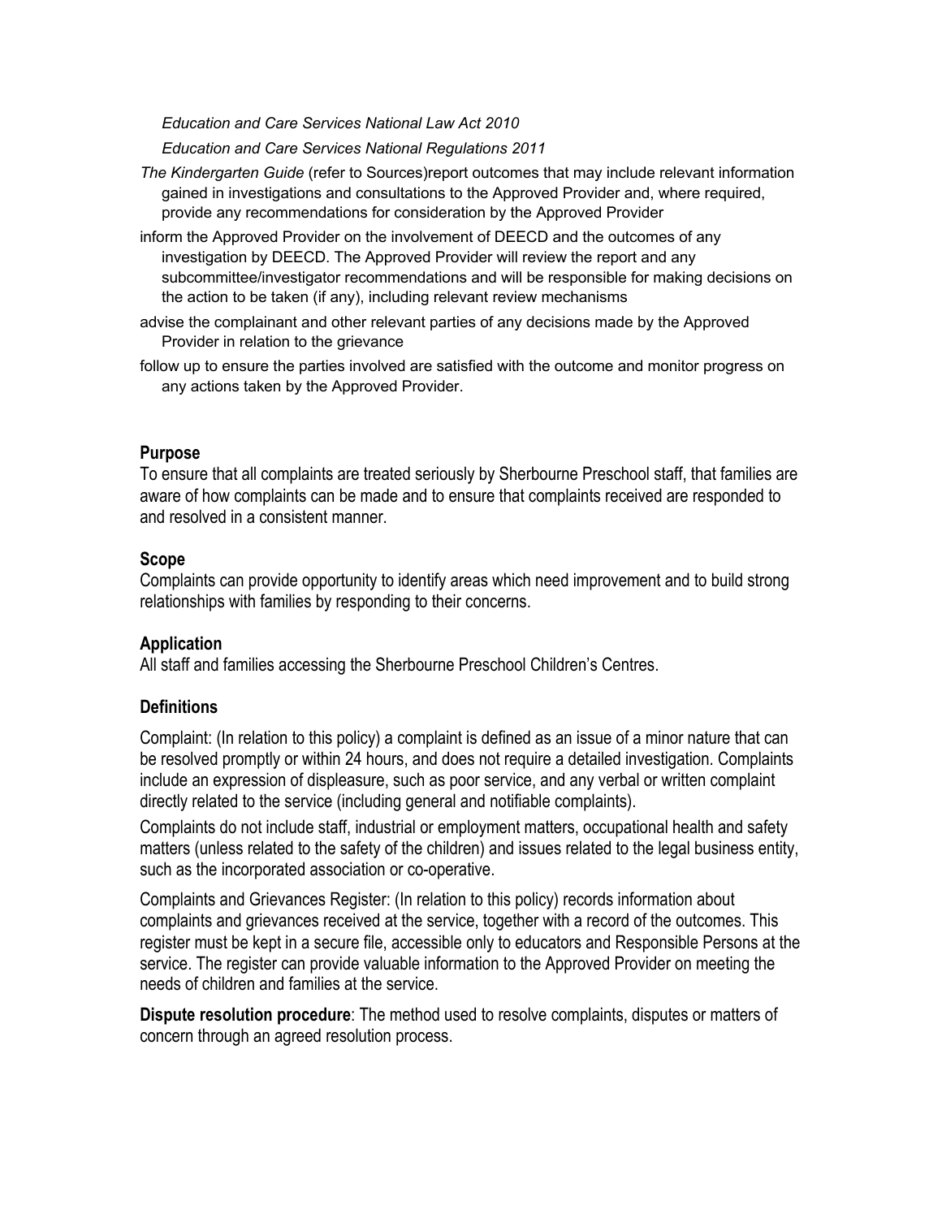*Education and Care Services National Law Act 2010*

*Education and Care Services National Regulations 2011*

*The Kindergarten Guide* (refer to Sources)report outcomes that may include relevant information gained in investigations and consultations to the Approved Provider and, where required, provide any recommendations for consideration by the Approved Provider

inform the Approved Provider on the involvement of DEECD and the outcomes of any investigation by DEECD. The Approved Provider will review the report and any subcommittee/investigator recommendations and will be responsible for making decisions on the action to be taken (if any), including relevant review mechanisms

advise the complainant and other relevant parties of any decisions made by the Approved Provider in relation to the grievance

follow up to ensure the parties involved are satisfied with the outcome and monitor progress on any actions taken by the Approved Provider.

**Purpose**

To ensure that all complaints are treated seriously by Sherbourne Preschool staff, that families are aware of how complaints can be made and to ensure that complaints received are responded to and resolved in a consistent manner.

**Scope**

Complaints can provide opportunity to identify areas which need improvement and to build strong relationships with families by responding to their concerns.

**Application**

All staff and families accessing the Sherbourne Preschool Children's Centres.

**Definitions**

Complaint: (In relation to this policy) a complaint is defined as an issue of a minor nature that can be resolved promptly or within 24 hours, and does not require a detailed investigation. Complaints include an expression of displeasure, such as poor service, and any verbal or written complaint directly related to the service (including general and notifiable complaints).

Complaints do not include staff, industrial or employment matters, occupational health and safety matters (unless related to the safety of the children) and issues related to the legal business entity, such as the incorporated association or co-operative.

Complaints and Grievances Register: (In relation to this policy) records information about complaints and grievances received at the service, together with a record of the outcomes. This register must be kept in a secure file, accessible only to educators and Responsible Persons at the service. The register can provide valuable information to the Approved Provider on meeting the needs of children and families at the service.

**Dispute resolution procedure**: The method used to resolve complaints, disputes or matters of concern through an agreed resolution process.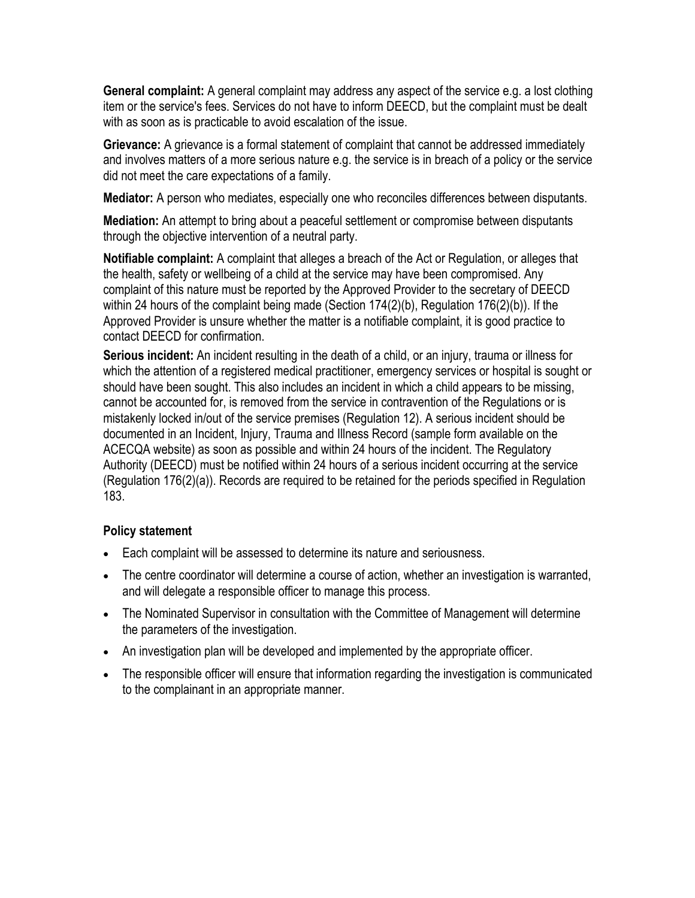**General complaint:** A general complaint may address any aspect of the service e.g. a lost clothing item or the service's fees. Services do not have to inform DEECD, but the complaint must be dealt with as soon as is practicable to avoid escalation of the issue.

**Grievance:** A grievance is a formal statement of complaint that cannot be addressed immediately and involves matters of a more serious nature e.g. the service is in breach of a policy or the service did not meet the care expectations of a family.

**Mediator:** A person who mediates, especially one who reconciles differences between disputants.

**Mediation:** An attempt to bring about a peaceful settlement or compromise between disputants through the objective intervention of a neutral party.

**Notifiable complaint:** A complaint that alleges a breach of the Act or Regulation, or alleges that the health, safety or wellbeing of a child at the service may have been compromised. Any complaint of this nature must be reported by the Approved Provider to the secretary of DEECD within 24 hours of the complaint being made (Section 174(2)(b), Regulation 176(2)(b)). If the Approved Provider is unsure whether the matter is a notifiable complaint, it is good practice to contact DEECD for confirmation.

**Serious incident:** An incident resulting in the death of a child, or an injury, trauma or illness for which the attention of a registered medical practitioner, emergency services or hospital is sought or should have been sought. This also includes an incident in which a child appears to be missing, cannot be accounted for, is removed from the service in contravention of the Regulations or is mistakenly locked in/out of the service premises (Regulation 12). A serious incident should be documented in an Incident, Injury, Trauma and Illness Record (sample form available on the ACECQA website) as soon as possible and within 24 hours of the incident. The Regulatory Authority (DEECD) must be notified within 24 hours of a serious incident occurring at the service (Regulation 176(2)(a)). Records are required to be retained for the periods specified in Regulation 183.

**Policy statement**

- Each complaint will be assessed to determine its nature and seriousness.
- The centre coordinator will determine a course of action, whether an investigation is warranted, and will delegate a responsible officer to manage this process.
- The Nominated Supervisor in consultation with the Committee of Management will determine the parameters of the investigation.
- An investigation plan will be developed and implemented by the appropriate officer.
- The responsible officer will ensure that information regarding the investigation is communicated to the complainant in an appropriate manner.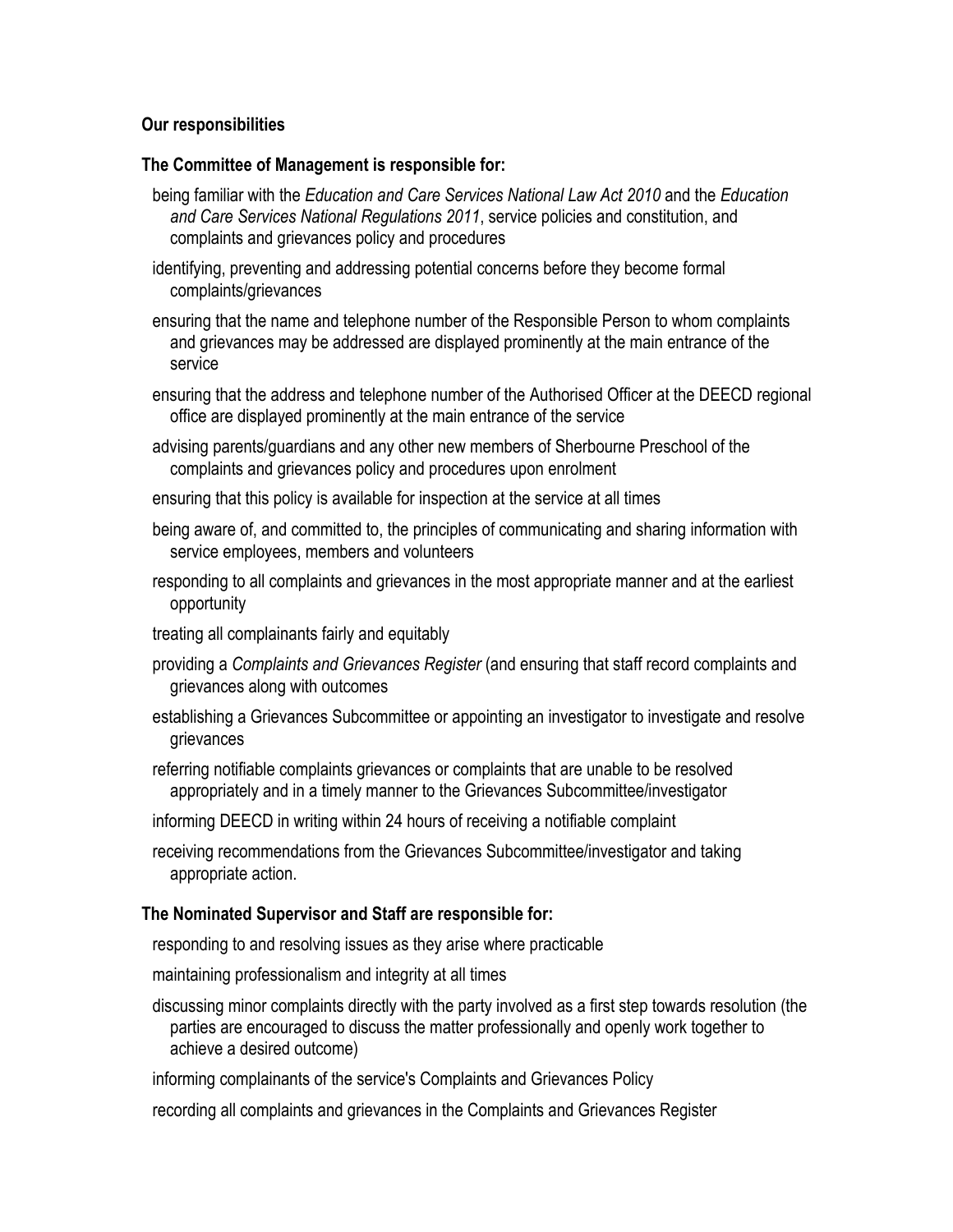**Our responsibilities**

**The Committee of Management is responsible for:**

- being familiar with the *Education and Care Services National Law Act 2010* and the *Education and Care Services National Regulations 2011*, service policies and constitution, and complaints and grievances policy and procedures
- identifying, preventing and addressing potential concerns before they become formal complaints/grievances
- ensuring that the name and telephone number of the Responsible Person to whom complaints and grievances may be addressed are displayed prominently at the main entrance of the service
- ensuring that the address and telephone number of the Authorised Officer at the DEECD regional office are displayed prominently at the main entrance of the service
- advising parents/guardians and any other new members of Sherbourne Preschool of the complaints and grievances policy and procedures upon enrolment
- ensuring that this policy is available for inspection at the service at all times
- being aware of, and committed to, the principles of communicating and sharing information with service employees, members and volunteers
- responding to all complaints and grievances in the most appropriate manner and at the earliest opportunity
- treating all complainants fairly and equitably
- providing a *Complaints and Grievances Register* (and ensuring that staff record complaints and grievances along with outcomes
- establishing a Grievances Subcommittee or appointing an investigator to investigate and resolve grievances
- referring notifiable complaints grievances or complaints that are unable to be resolved appropriately and in a timely manner to the Grievances Subcommittee/investigator
- informing DEECD in writing within 24 hours of receiving a notifiable complaint
- receiving recommendations from the Grievances Subcommittee/investigator and taking appropriate action.

**The Nominated Supervisor and Staff are responsible for:**

- responding to and resolving issues as they arise where practicable
- maintaining professionalism and integrity at all times
- discussing minor complaints directly with the party involved as a first step towards resolution (the parties are encouraged to discuss the matter professionally and openly work together to achieve a desired outcome)
- informing complainants of the service's Complaints and Grievances Policy
- recording all complaints and grievances in the Complaints and Grievances Register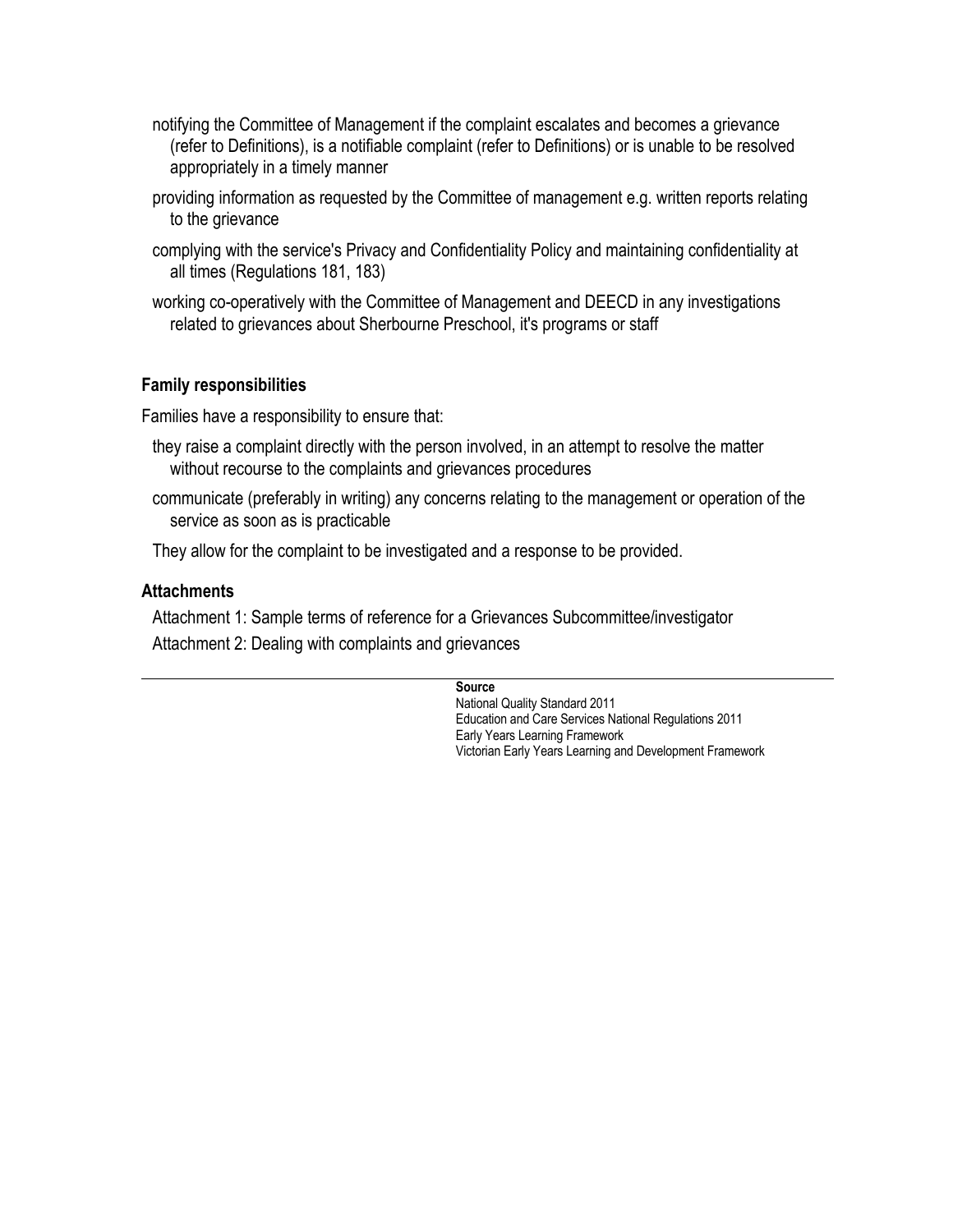- notifying the Committee of Management if the complaint escalates and becomes a grievance (refer to Definitions), is a notifiable complaint (refer to Definitions) or is unable to be resolved appropriately in a timely manner
- providing information as requested by the Committee of management e.g. written reports relating to the grievance
- complying with the service's Privacy and Confidentiality Policy and maintaining confidentiality at all times (Regulations 181, 183)
- working co-operatively with the Committee of Management and DEECD in any investigations related to grievances about Sherbourne Preschool, it's programs or staff

### Family responsibilities

Families have a responsibility to ensure that:

- they raise a complaint directly with the person involved, in an attempt to resolve the matter without recourse to the complaints and grievances procedures
- communicate (preferably in writing) any concerns relating to the management or operation of the service as soon as is practicable
- They allow for the complaint to be investigated and a response to be provided.

### Attachments

- Attachment 1: Sample terms of reference for a Grievances Subcommittee/investigator
- Attachment 2: Dealing with complaints and grievances

---

**Source**
National Quality Standard 2011
Education and Care Services National Regulations 2011
Early Years Learning Framework
Victorian Early Years Learning and Development Framework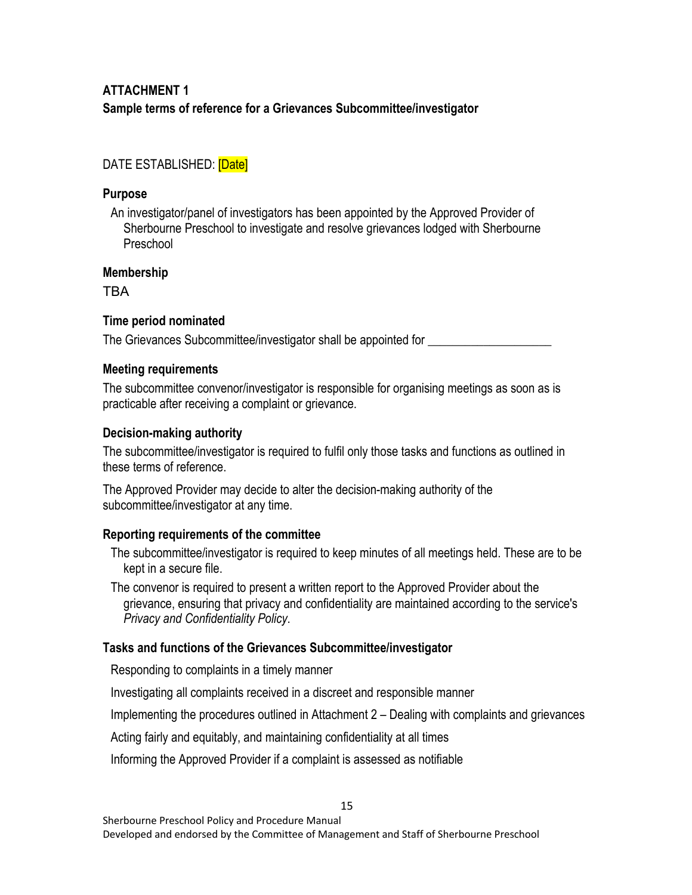**ATTACHMENT 1**

**Sample terms of reference for a Grievances Subcommittee/investigator**

DATE ESTABLISHED: [Date]

**Purpose**

An investigator/panel of investigators has been appointed by the Approved Provider of Sherbourne Preschool to investigate and resolve grievances lodged with Sherbourne Preschool

**Membership**

TBA

**Time period nominated**

The Grievances Subcommittee/investigator shall be appointed for ____________________

**Meeting requirements**

The subcommittee convenor/investigator is responsible for organising meetings as soon as is practicable after receiving a complaint or grievance.

**Decision-making authority**

The subcommittee/investigator is required to fulfil only those tasks and functions as outlined in these terms of reference.

The Approved Provider may decide to alter the decision-making authority of the subcommittee/investigator at any time.

**Reporting requirements of the committee**

The subcommittee/investigator is required to keep minutes of all meetings held. These are to be kept in a secure file.

The convenor is required to present a written report to the Approved Provider about the grievance, ensuring that privacy and confidentiality are maintained according to the service's *Privacy and Confidentiality Policy*.

**Tasks and functions of the Grievances Subcommittee/investigator**

Responding to complaints in a timely manner

Investigating all complaints received in a discreet and responsible manner

Implementing the procedures outlined in Attachment 2 – Dealing with complaints and grievances

Acting fairly and equitably, and maintaining confidentiality at all times

Informing the Approved Provider if a complaint is assessed as notifiable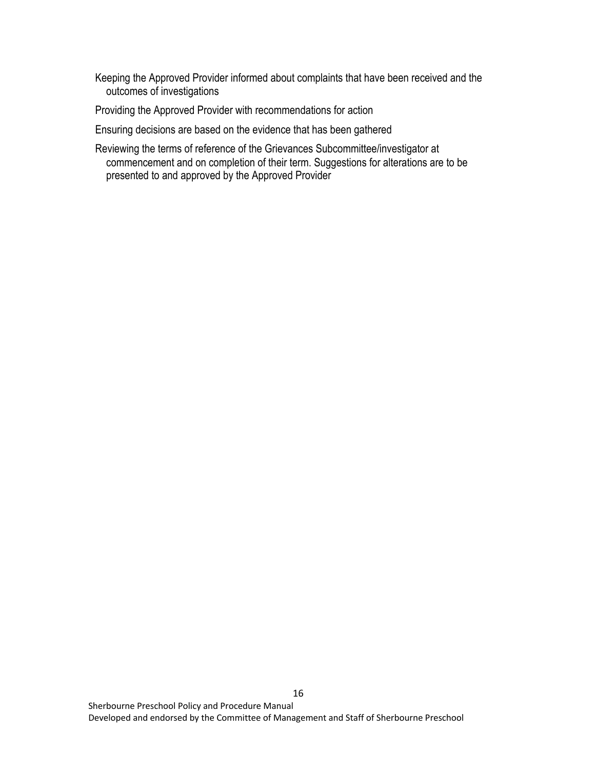- Keeping the Approved Provider informed about complaints that have been received and the outcomes of investigations
- Providing the Approved Provider with recommendations for action
- Ensuring decisions are based on the evidence that has been gathered
- Reviewing the terms of reference of the Grievances Subcommittee/investigator at commencement and on completion of their term. Suggestions for alterations are to be presented to and approved by the Approved Provider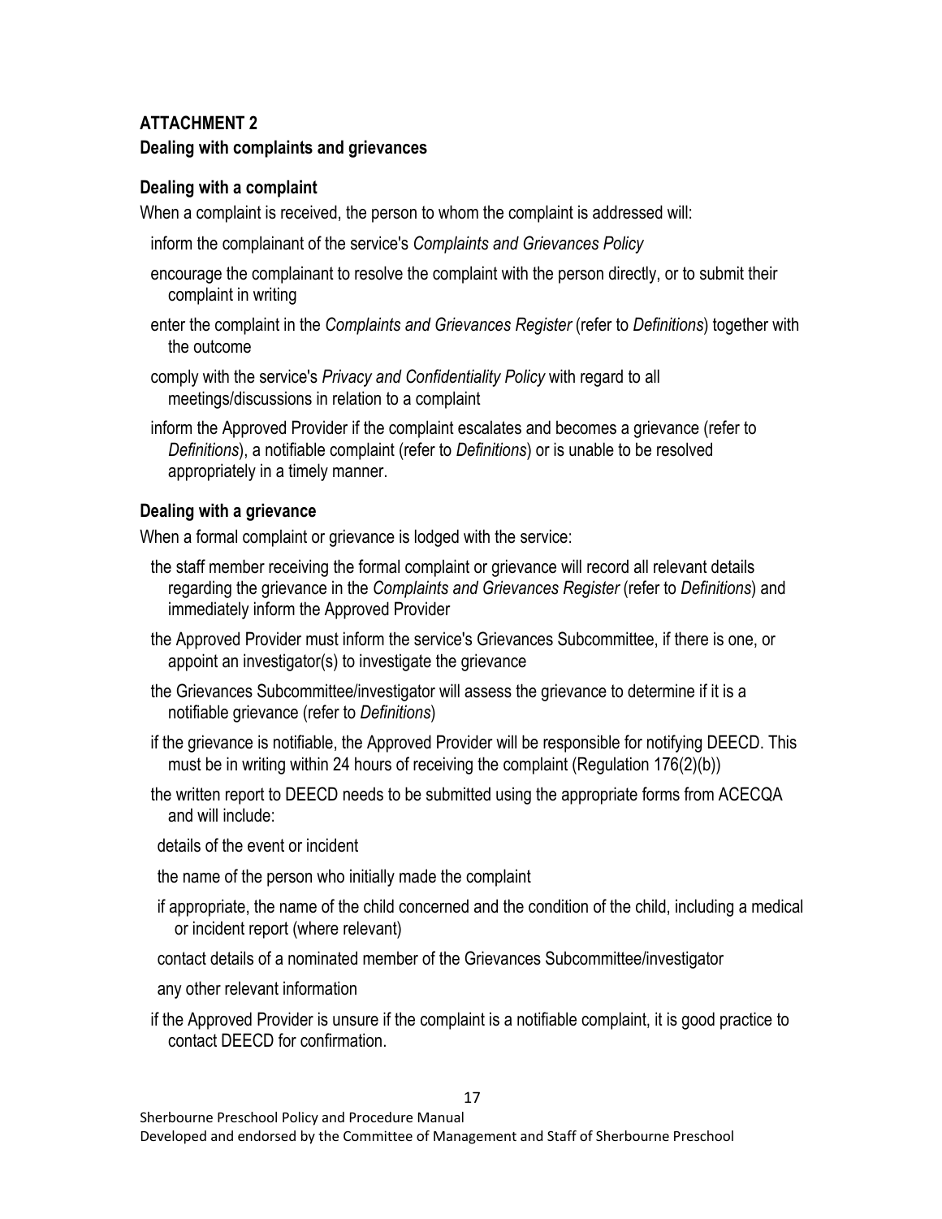**ATTACHMENT 2**
**Dealing with complaints and grievances**

### Dealing with a complaint

When a complaint is received, the person to whom the complaint is addressed will:

- inform the complainant of the service's *Complaints and Grievances Policy*
- encourage the complainant to resolve the complaint with the person directly, or to submit their complaint in writing
- enter the complaint in the *Complaints and Grievances Register* (refer to *Definitions*) together with the outcome
- comply with the service's *Privacy and Confidentiality Policy* with regard to all meetings/discussions in relation to a complaint
- inform the Approved Provider if the complaint escalates and becomes a grievance (refer to *Definitions*), a notifiable complaint (refer to *Definitions*) or is unable to be resolved appropriately in a timely manner.

### Dealing with a grievance

When a formal complaint or grievance is lodged with the service:

- the staff member receiving the formal complaint or grievance will record all relevant details regarding the grievance in the *Complaints and Grievances Register* (refer to *Definitions*) and immediately inform the Approved Provider
- the Approved Provider must inform the service's Grievances Subcommittee, if there is one, or appoint an investigator(s) to investigate the grievance
- the Grievances Subcommittee/investigator will assess the grievance to determine if it is a notifiable grievance (refer to *Definitions*)
- if the grievance is notifiable, the Approved Provider will be responsible for notifying DEECD. This must be in writing within 24 hours of receiving the complaint (Regulation 176(2)(b))
- the written report to DEECD needs to be submitted using the appropriate forms from ACECQA and will include:
  - details of the event or incident
  - the name of the person who initially made the complaint
  - if appropriate, the name of the child concerned and the condition of the child, including a medical or incident report (where relevant)
  - contact details of a nominated member of the Grievances Subcommittee/investigator
  - any other relevant information
- if the Approved Provider is unsure if the complaint is a notifiable complaint, it is good practice to contact DEECD for confirmation.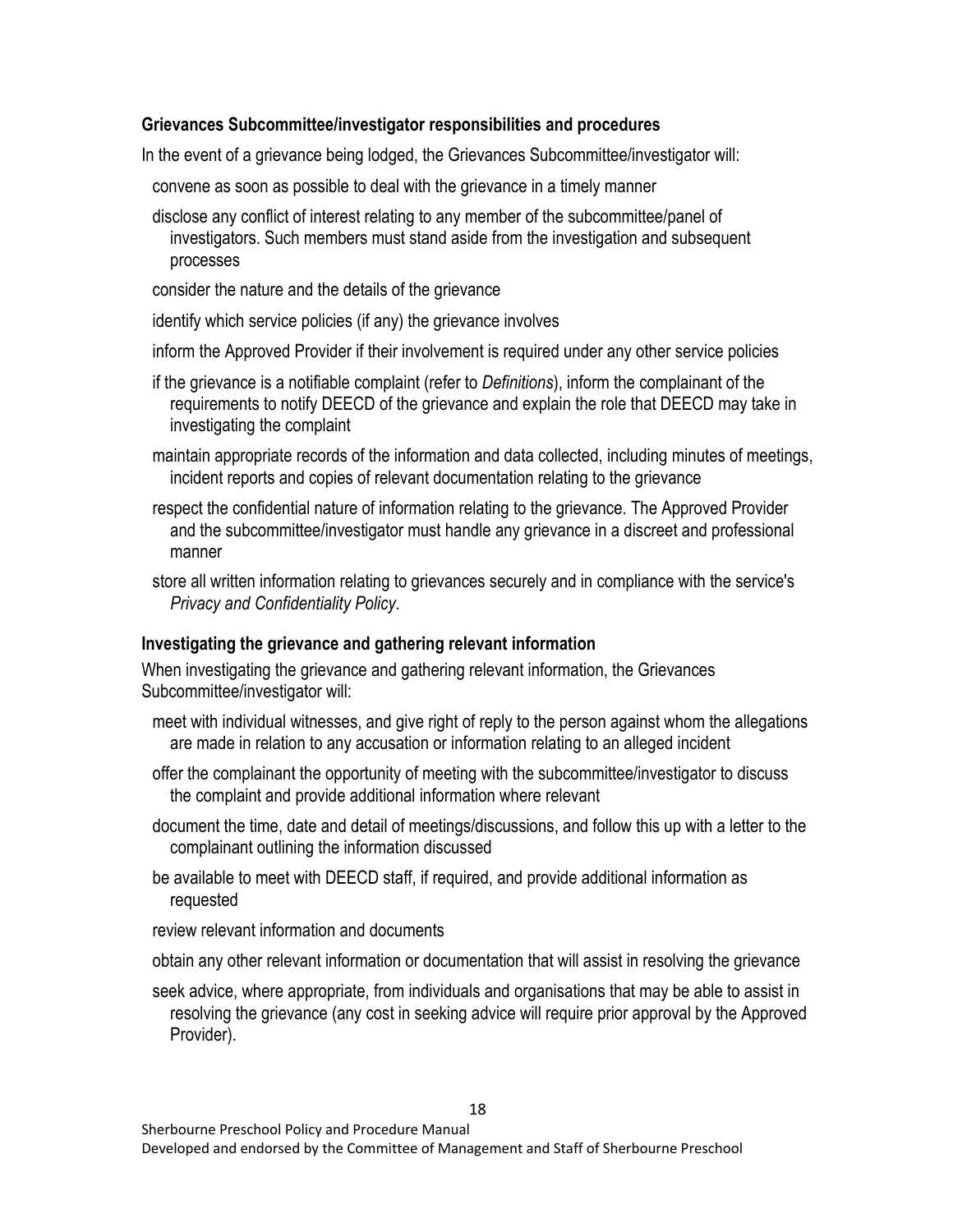### Grievances Subcommittee/investigator responsibilities and procedures

In the event of a grievance being lodged, the Grievances Subcommittee/investigator will:

- convene as soon as possible to deal with the grievance in a timely manner
- disclose any conflict of interest relating to any member of the subcommittee/panel of investigators. Such members must stand aside from the investigation and subsequent processes
- consider the nature and the details of the grievance
- identify which service policies (if any) the grievance involves
- inform the Approved Provider if their involvement is required under any other service policies
- if the grievance is a notifiable complaint (refer to *Definitions*), inform the complainant of the requirements to notify DEECD of the grievance and explain the role that DEECD may take in investigating the complaint
- maintain appropriate records of the information and data collected, including minutes of meetings, incident reports and copies of relevant documentation relating to the grievance
- respect the confidential nature of information relating to the grievance. The Approved Provider and the subcommittee/investigator must handle any grievance in a discreet and professional manner
- store all written information relating to grievances securely and in compliance with the service's *Privacy and Confidentiality Policy*.

### Investigating the grievance and gathering relevant information

When investigating the grievance and gathering relevant information, the Grievances Subcommittee/investigator will:

- meet with individual witnesses, and give right of reply to the person against whom the allegations are made in relation to any accusation or information relating to an alleged incident
- offer the complainant the opportunity of meeting with the subcommittee/investigator to discuss the complaint and provide additional information where relevant
- document the time, date and detail of meetings/discussions, and follow this up with a letter to the complainant outlining the information discussed
- be available to meet with DEECD staff, if required, and provide additional information as requested
- review relevant information and documents
- obtain any other relevant information or documentation that will assist in resolving the grievance
- seek advice, where appropriate, from individuals and organisations that may be able to assist in resolving the grievance (any cost in seeking advice will require prior approval by the Approved Provider).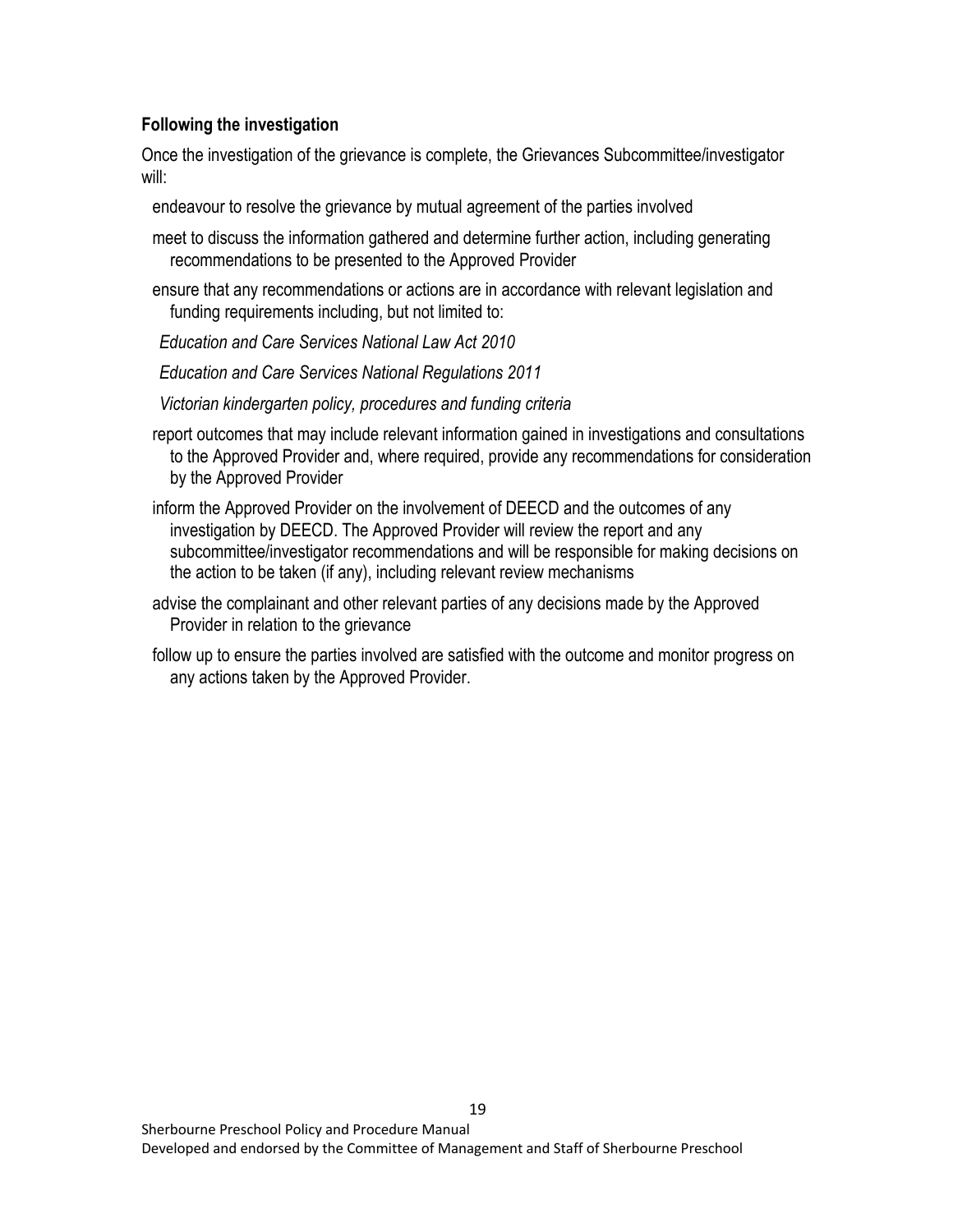**Following the investigation**

Once the investigation of the grievance is complete, the Grievances Subcommittee/investigator will:

- endeavour to resolve the grievance by mutual agreement of the parties involved
- meet to discuss the information gathered and determine further action, including generating recommendations to be presented to the Approved Provider
- ensure that any recommendations or actions are in accordance with relevant legislation and funding requirements including, but not limited to:
  - *Education and Care Services National Law Act 2010*
  - *Education and Care Services National Regulations 2011*
  - *Victorian kindergarten policy, procedures and funding criteria*
- report outcomes that may include relevant information gained in investigations and consultations to the Approved Provider and, where required, provide any recommendations for consideration by the Approved Provider
- inform the Approved Provider on the involvement of DEECD and the outcomes of any investigation by DEECD. The Approved Provider will review the report and any subcommittee/investigator recommendations and will be responsible for making decisions on the action to be taken (if any), including relevant review mechanisms
- advise the complainant and other relevant parties of any decisions made by the Approved Provider in relation to the grievance
- follow up to ensure the parties involved are satisfied with the outcome and monitor progress on any actions taken by the Approved Provider.